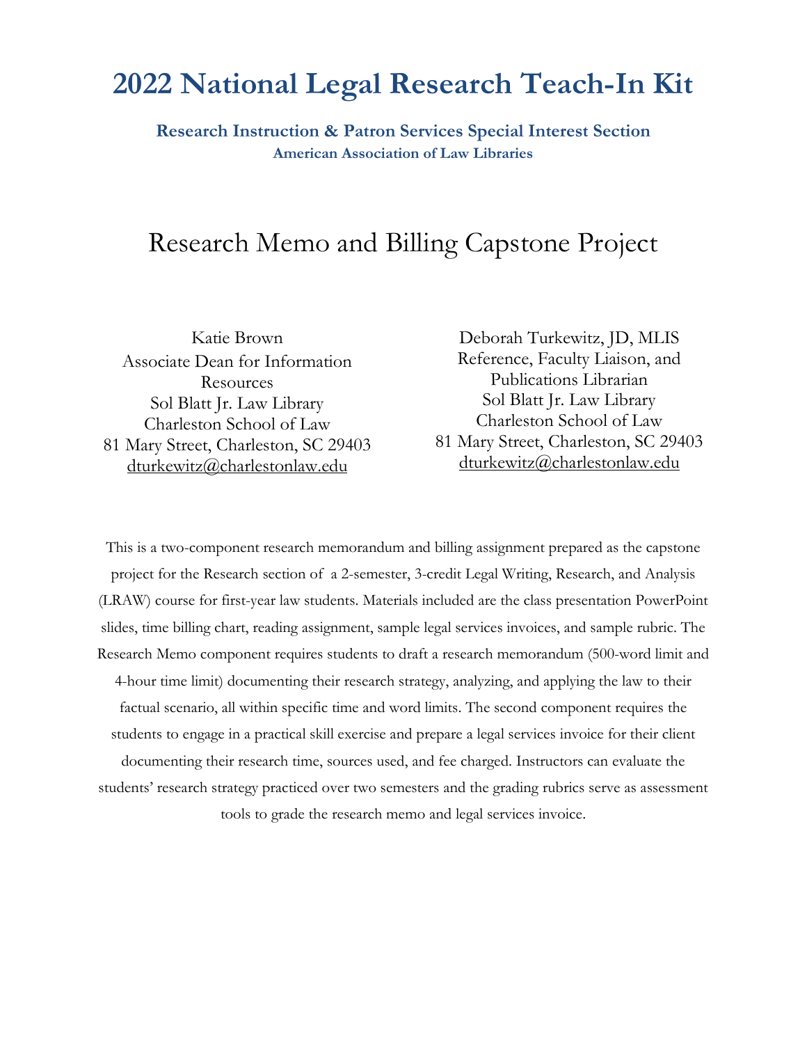# 2022 National Legal Research Teach-In Kit

**Research Instruction & Patron Services Special Interest Section**
**American Association of Law Libraries**

## Research Memo and Billing Capstone Project

Katie Brown
Associate Dean for Information Resources
Sol Blatt Jr. Law Library
Charleston School of Law
81 Mary Street, Charleston, SC 29403
dturkewitz@charlestonlaw.edu

Deborah Turkewitz, JD, MLIS
Reference, Faculty Liaison, and Publications Librarian
Sol Blatt Jr. Law Library
Charleston School of Law
81 Mary Street, Charleston, SC 29403
dturkewitz@charlestonlaw.edu

This is a two-component research memorandum and billing assignment prepared as the capstone project for the Research section of a 2-semester, 3-credit Legal Writing, Research, and Analysis (LRAW) course for first-year law students. Materials included are the class presentation PowerPoint slides, time billing chart, reading assignment, sample legal services invoices, and sample rubric. The Research Memo component requires students to draft a research memorandum (500-word limit and 4-hour time limit) documenting their research strategy, analyzing, and applying the law to their factual scenario, all within specific time and word limits. The second component requires the students to engage in a practical skill exercise and prepare a legal services invoice for their client documenting their research time, sources used, and fee charged. Instructors can evaluate the students' research strategy practiced over two semesters and the grading rubrics serve as assessment tools to grade the research memo and legal services invoice.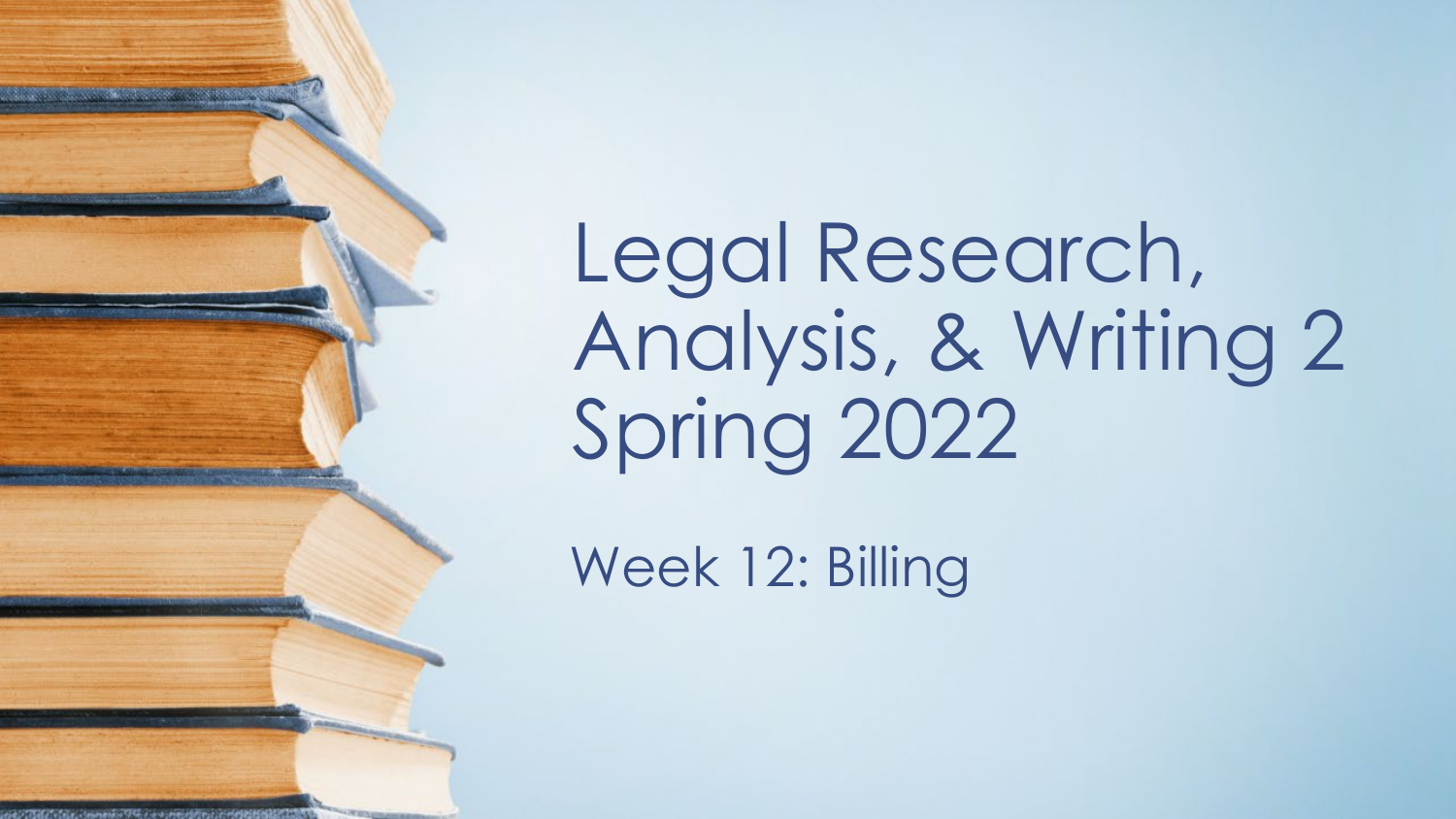# Legal Research, Analysis, & Writing 2 Spring 2022

## Week 12: Billing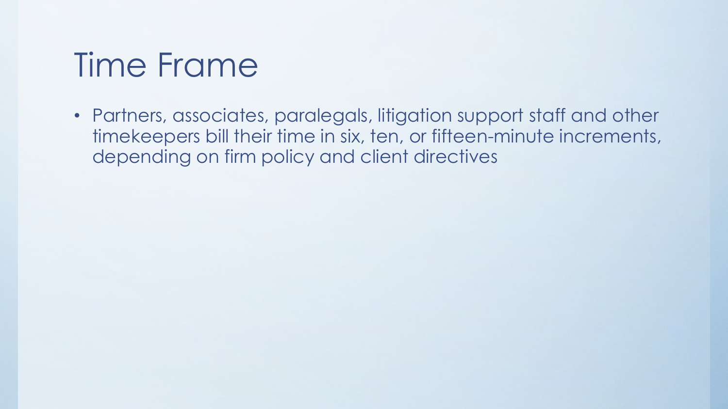# Time Frame

- Partners, associates, paralegals, litigation support staff and other timekeepers bill their time in six, ten, or fifteen-minute increments, depending on firm policy and client directives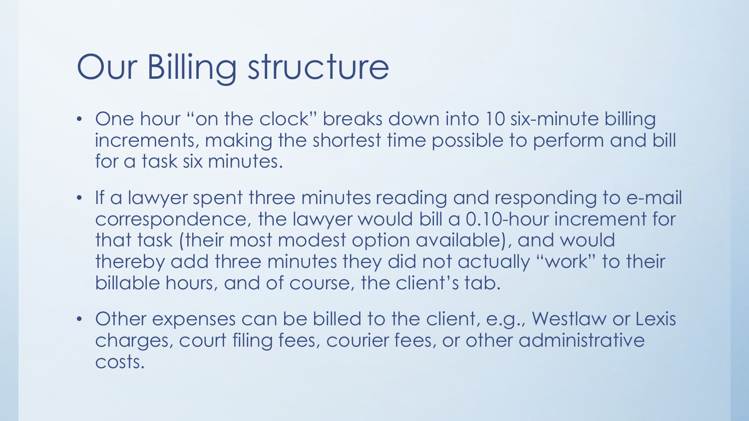# Our Billing structure

- One hour "on the clock" breaks down into 10 six-minute billing increments, making the shortest time possible to perform and bill for a task six minutes.
- If a lawyer spent three minutes reading and responding to e-mail correspondence, the lawyer would bill a 0.10-hour increment for that task (their most modest option available), and would thereby add three minutes they did not actually "work" to their billable hours, and of course, the client's tab.
- Other expenses can be billed to the client, e.g., Westlaw or Lexis charges, court filing fees, courier fees, or other administrative costs.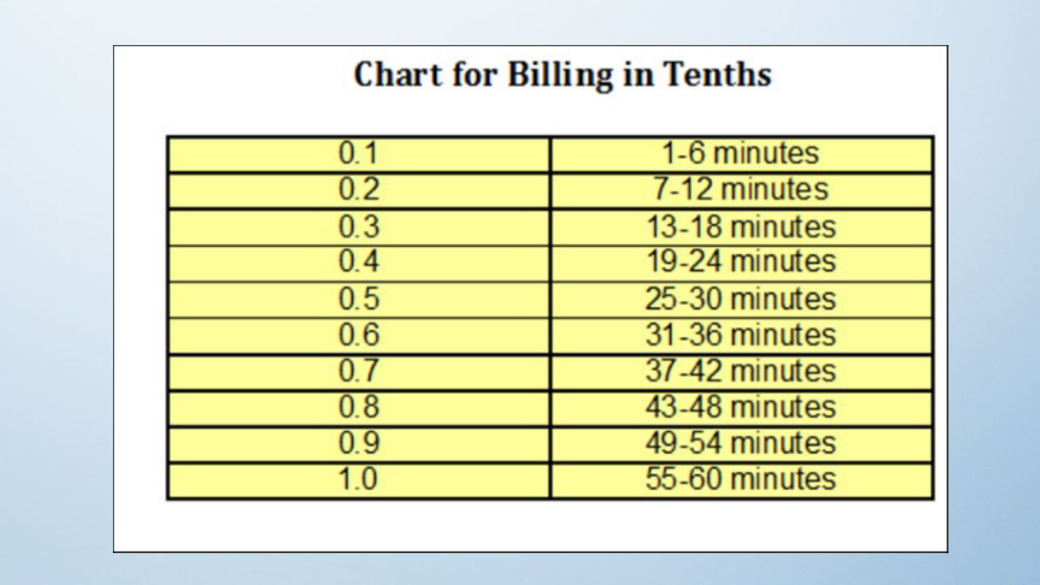# Chart for Billing in Tenths

| | |
|---|---|
| 0.1 | 1-6 minutes |
| 0.2 | 7-12 minutes |
| 0.3 | 13-18 minutes |
| 0.4 | 19-24 minutes |
| 0.5 | 25-30 minutes |
| 0.6 | 31-36 minutes |
| 0.7 | 37-42 minutes |
| 0.8 | 43-48 minutes |
| 0.9 | 49-54 minutes |
| 1.0 | 55-60 minutes |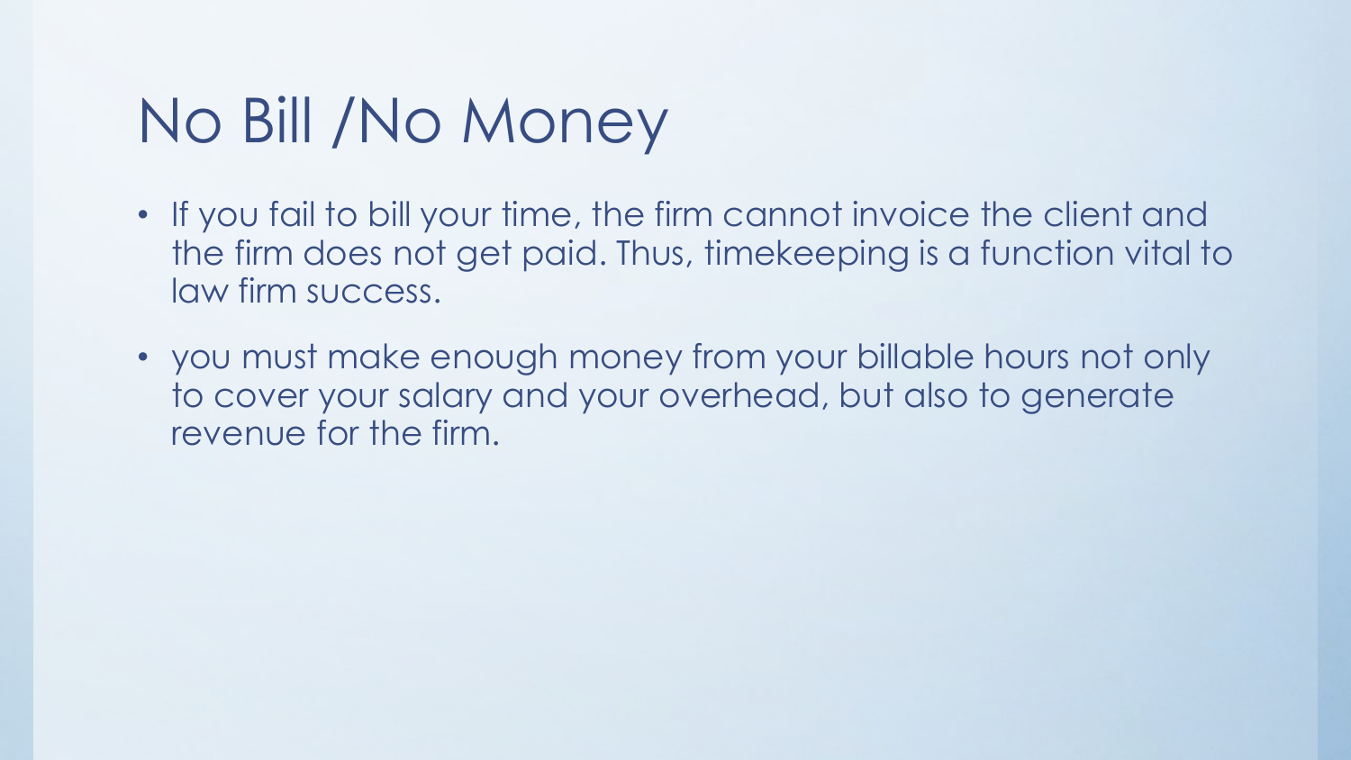# No Bill /No Money

- If you fail to bill your time, the firm cannot invoice the client and the firm does not get paid. Thus, timekeeping is a function vital to law firm success.
- you must make enough money from your billable hours not only to cover your salary and your overhead, but also to generate revenue for the firm.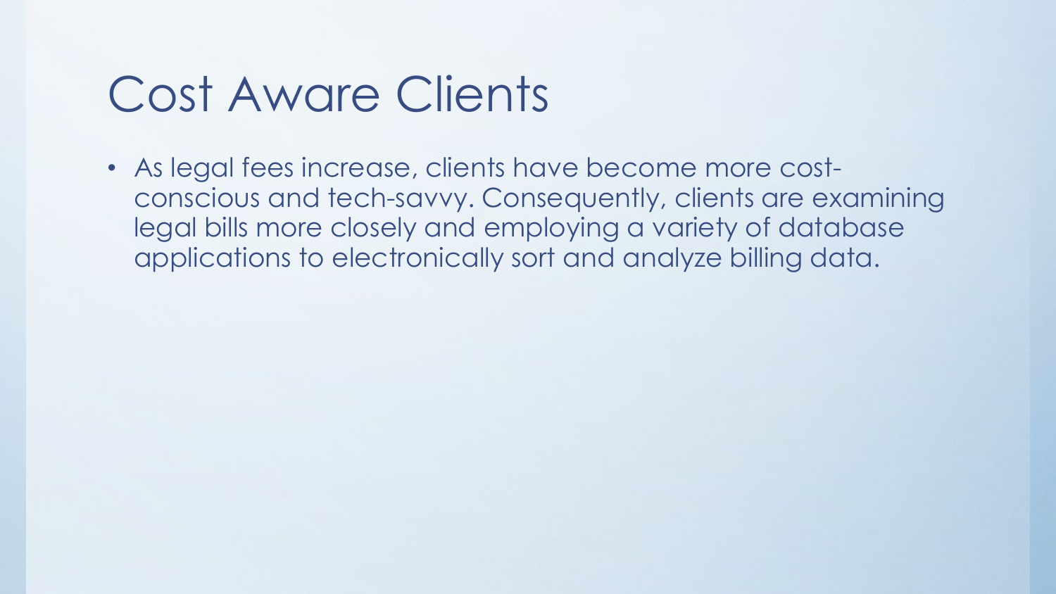# Cost Aware Clients

- As legal fees increase, clients have become more cost-conscious and tech-savvy. Consequently, clients are examining legal bills more closely and employing a variety of database applications to electronically sort and analyze billing data.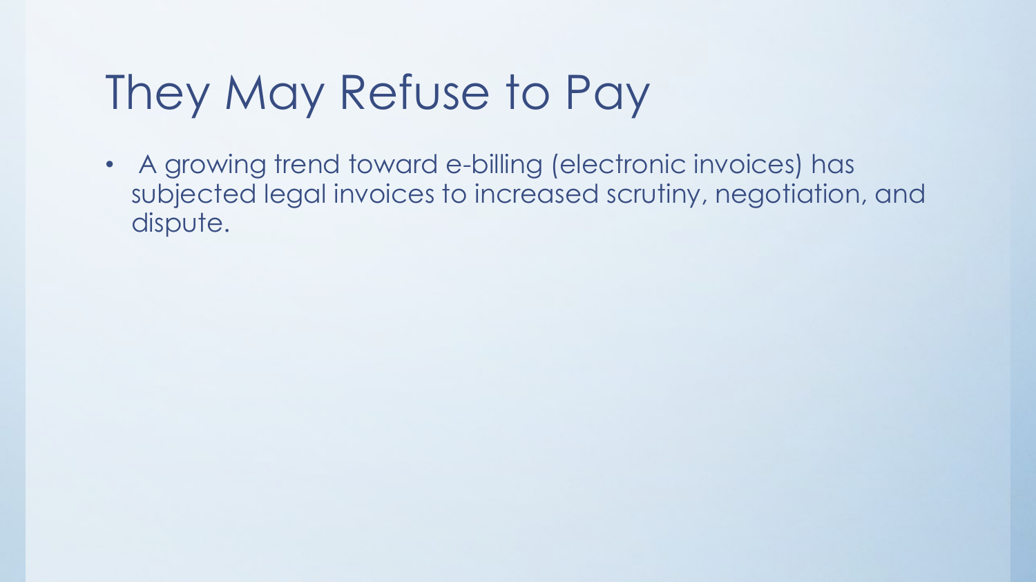# They May Refuse to Pay

- A growing trend toward e-billing (electronic invoices) has subjected legal invoices to increased scrutiny, negotiation, and dispute.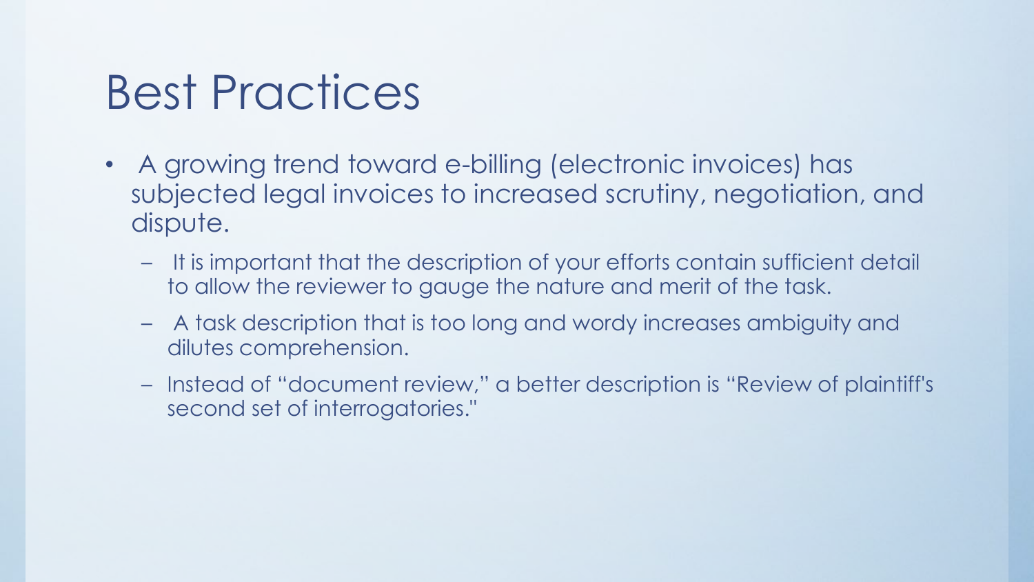# Best Practices

- A growing trend toward e-billing (electronic invoices) has subjected legal invoices to increased scrutiny, negotiation, and dispute.
  - It is important that the description of your efforts contain sufficient detail to allow the reviewer to gauge the nature and merit of the task.
  - A task description that is too long and wordy increases ambiguity and dilutes comprehension.
  - Instead of "document review," a better description is "Review of plaintiff's second set of interrogatories."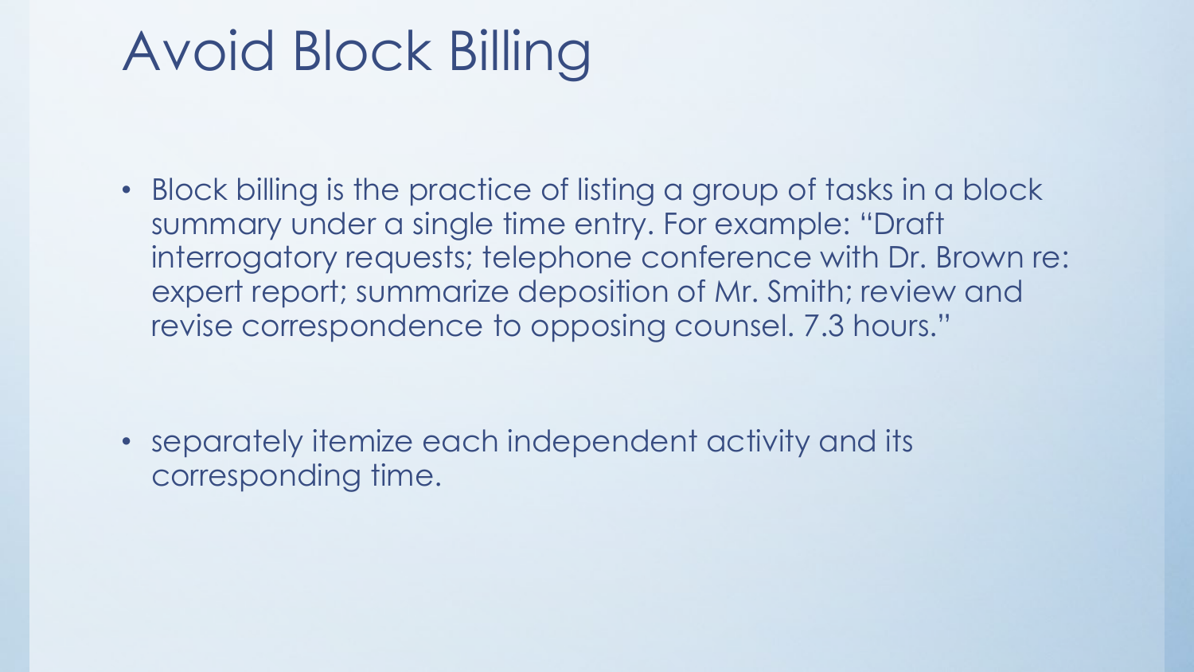# Avoid Block Billing

- Block billing is the practice of listing a group of tasks in a block summary under a single time entry. For example: "Draft interrogatory requests; telephone conference with Dr. Brown re: expert report; summarize deposition of Mr. Smith; review and revise correspondence to opposing counsel. 7.3 hours."

- separately itemize each independent activity and its corresponding time.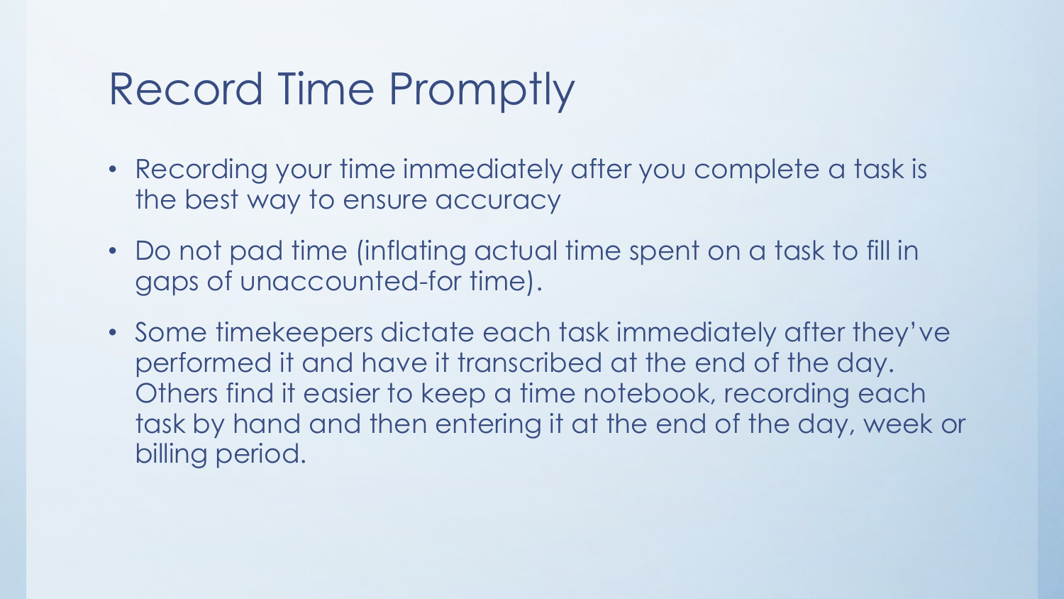# Record Time Promptly

- Recording your time immediately after you complete a task is the best way to ensure accuracy
- Do not pad time (inflating actual time spent on a task to fill in gaps of unaccounted-for time).
- Some timekeepers dictate each task immediately after they've performed it and have it transcribed at the end of the day. Others find it easier to keep a time notebook, recording each task by hand and then entering it at the end of the day, week or billing period.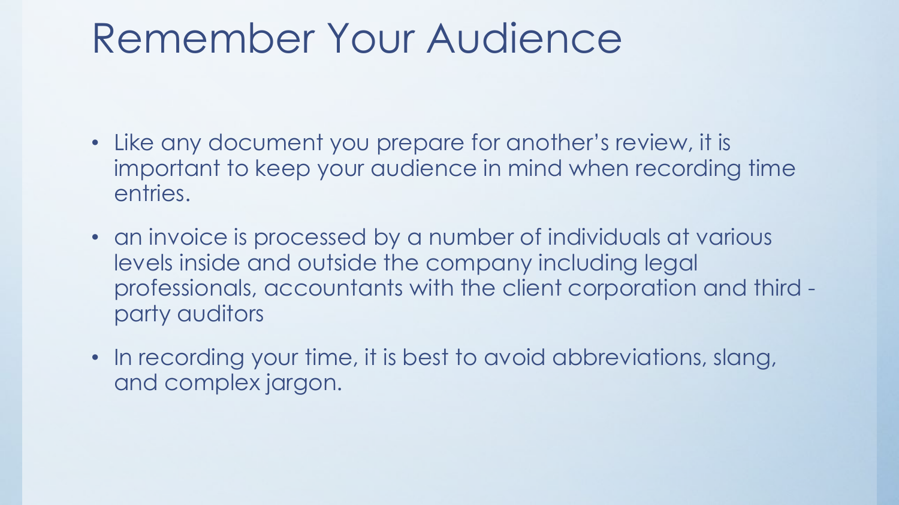# Remember Your Audience

- Like any document you prepare for another's review, it is important to keep your audience in mind when recording time entries.
- an invoice is processed by a number of individuals at various levels inside and outside the company including legal professionals, accountants with the client corporation and third - party auditors
- In recording your time, it is best to avoid abbreviations, slang, and complex jargon.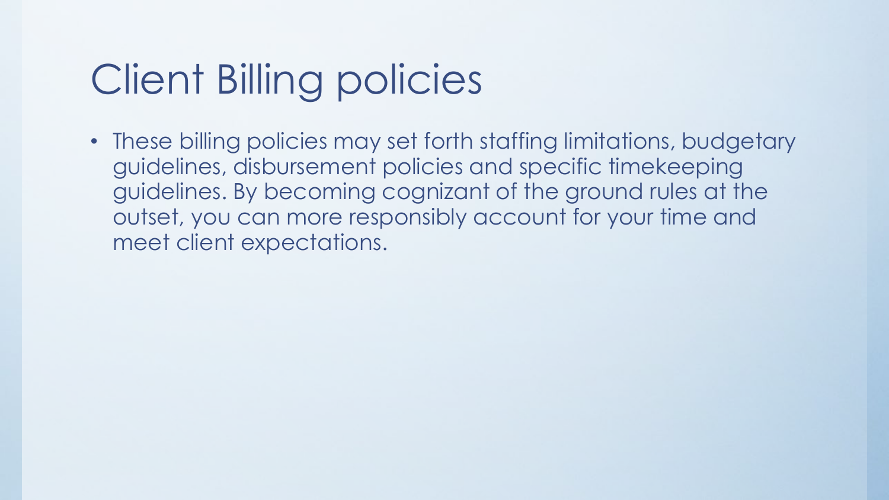# Client Billing policies

- These billing policies may set forth staffing limitations, budgetary guidelines, disbursement policies and specific timekeeping guidelines. By becoming cognizant of the ground rules at the outset, you can more responsibly account for your time and meet client expectations.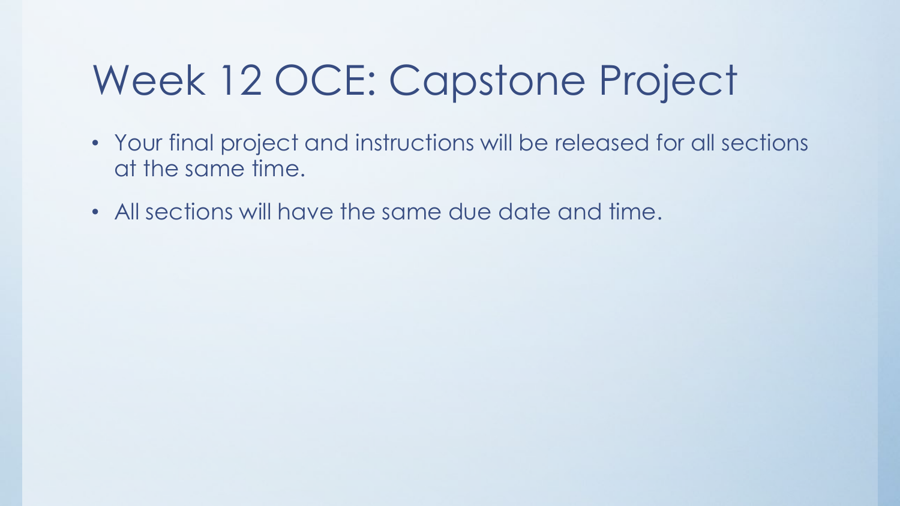# Week 12 OCE: Capstone Project

- Your final project and instructions will be released for all sections at the same time.
- All sections will have the same due date and time.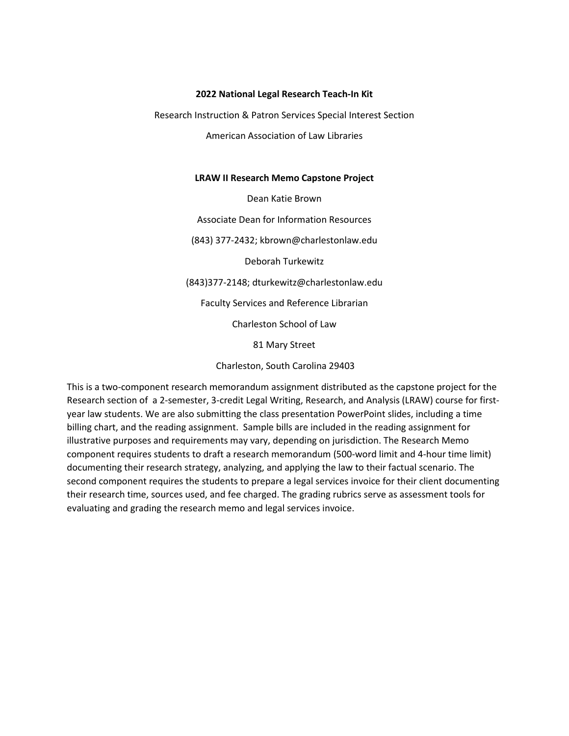**2022 National Legal Research Teach-In Kit**

Research Instruction & Patron Services Special Interest Section

American Association of Law Libraries

**LRAW II Research Memo Capstone Project**

Dean Katie Brown

Associate Dean for Information Resources

(843) 377-2432; kbrown@charlestonlaw.edu

Deborah Turkewitz

(843)377-2148; dturkewitz@charlestonlaw.edu

Faculty Services and Reference Librarian

Charleston School of Law

81 Mary Street

Charleston, South Carolina 29403

This is a two-component research memorandum assignment distributed as the capstone project for the Research section of a 2-semester, 3-credit Legal Writing, Research, and Analysis (LRAW) course for first-year law students. We are also submitting the class presentation PowerPoint slides, including a time billing chart, and the reading assignment. Sample bills are included in the reading assignment for illustrative purposes and requirements may vary, depending on jurisdiction. The Research Memo component requires students to draft a research memorandum (500-word limit and 4-hour time limit) documenting their research strategy, analyzing, and applying the law to their factual scenario. The second component requires the students to prepare a legal services invoice for their client documenting their research time, sources used, and fee charged. The grading rubrics serve as assessment tools for evaluating and grading the research memo and legal services invoice.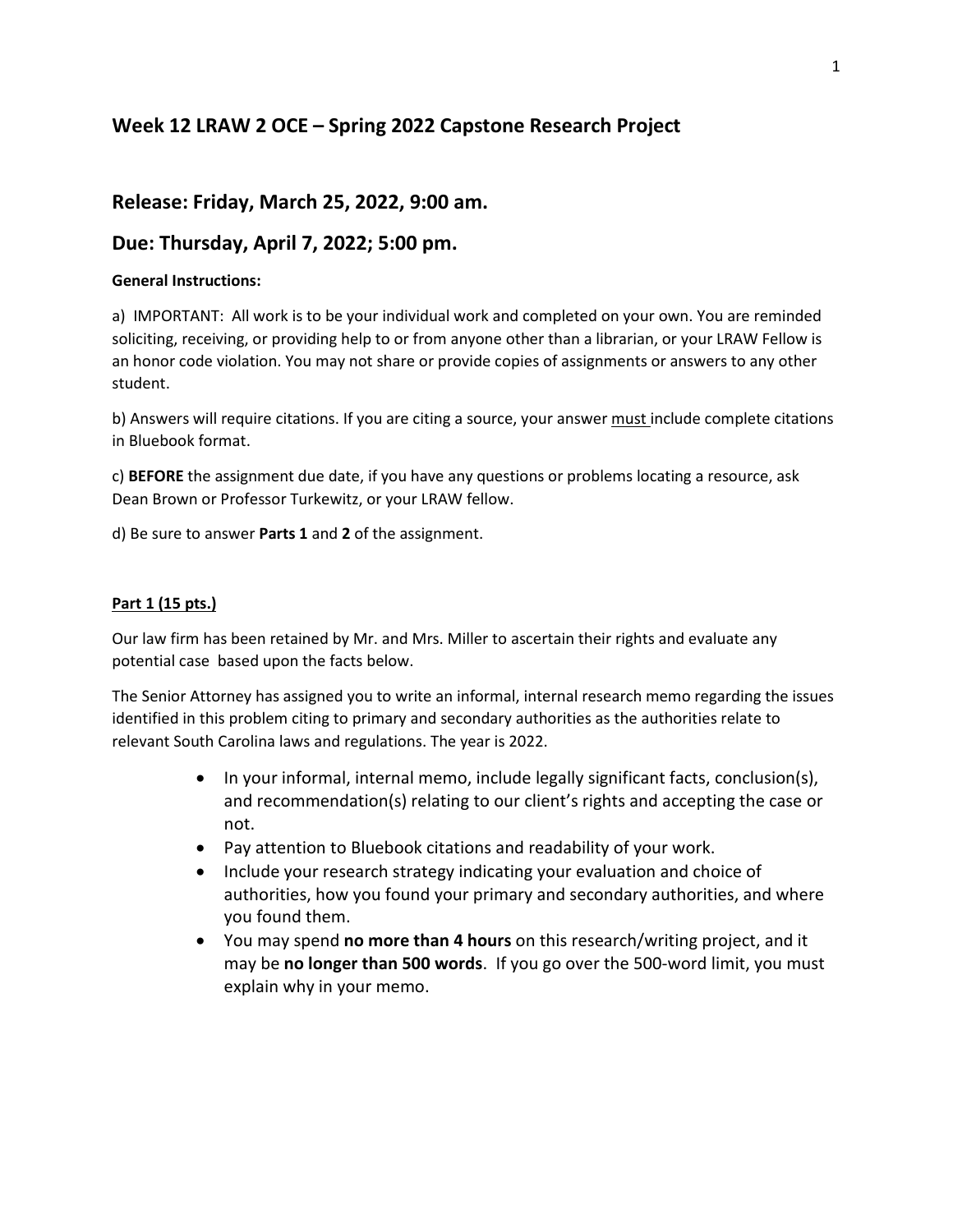## Week 12 LRAW 2 OCE – Spring 2022 Capstone Research Project

## Release: Friday, March 25, 2022, 9:00 am.

## Due: Thursday, April 7, 2022; 5:00 pm.

**General Instructions:**

a) IMPORTANT: All work is to be your individual work and completed on your own. You are reminded soliciting, receiving, or providing help to or from anyone other than a librarian, or your LRAW Fellow is an honor code violation. You may not share or provide copies of assignments or answers to any other student.

b) Answers will require citations. If you are citing a source, your answer must include complete citations in Bluebook format.

c) **BEFORE** the assignment due date, if you have any questions or problems locating a resource, ask Dean Brown or Professor Turkewitz, or your LRAW fellow.

d) Be sure to answer **Parts 1** and **2** of the assignment.

**Part 1 (15 pts.)**

Our law firm has been retained by Mr. and Mrs. Miller to ascertain their rights and evaluate any potential case based upon the facts below.

The Senior Attorney has assigned you to write an informal, internal research memo regarding the issues identified in this problem citing to primary and secondary authorities as the authorities relate to relevant South Carolina laws and regulations. The year is 2022.

- In your informal, internal memo, include legally significant facts, conclusion(s), and recommendation(s) relating to our client's rights and accepting the case or not.
- Pay attention to Bluebook citations and readability of your work.
- Include your research strategy indicating your evaluation and choice of authorities, how you found your primary and secondary authorities, and where you found them.
- You may spend **no more than 4 hours** on this research/writing project, and it may be **no longer than 500 words**. If you go over the 500-word limit, you must explain why in your memo.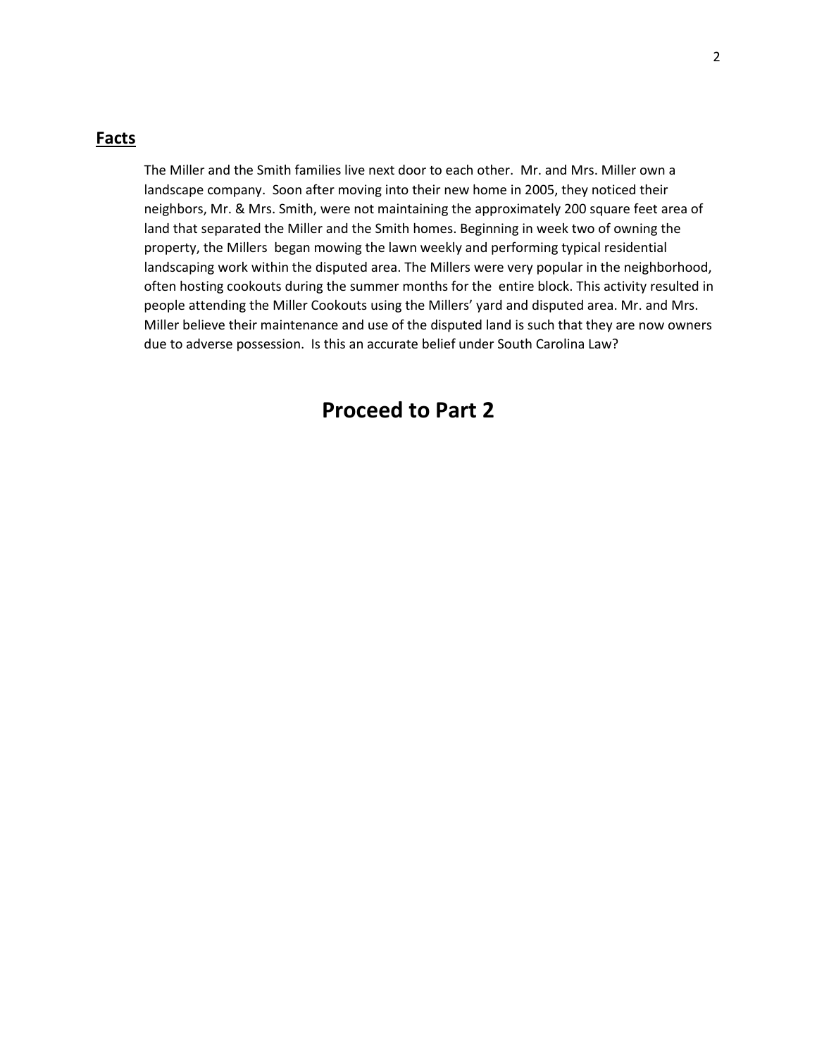## **Facts**

The Miller and the Smith families live next door to each other. Mr. and Mrs. Miller own a landscape company. Soon after moving into their new home in 2005, they noticed their neighbors, Mr. & Mrs. Smith, were not maintaining the approximately 200 square feet area of land that separated the Miller and the Smith homes. Beginning in week two of owning the property, the Millers began mowing the lawn weekly and performing typical residential landscaping work within the disputed area. The Millers were very popular in the neighborhood, often hosting cookouts during the summer months for the entire block. This activity resulted in people attending the Miller Cookouts using the Millers' yard and disputed area. Mr. and Mrs. Miller believe their maintenance and use of the disputed land is such that they are now owners due to adverse possession. Is this an accurate belief under South Carolina Law?

# **Proceed to Part 2**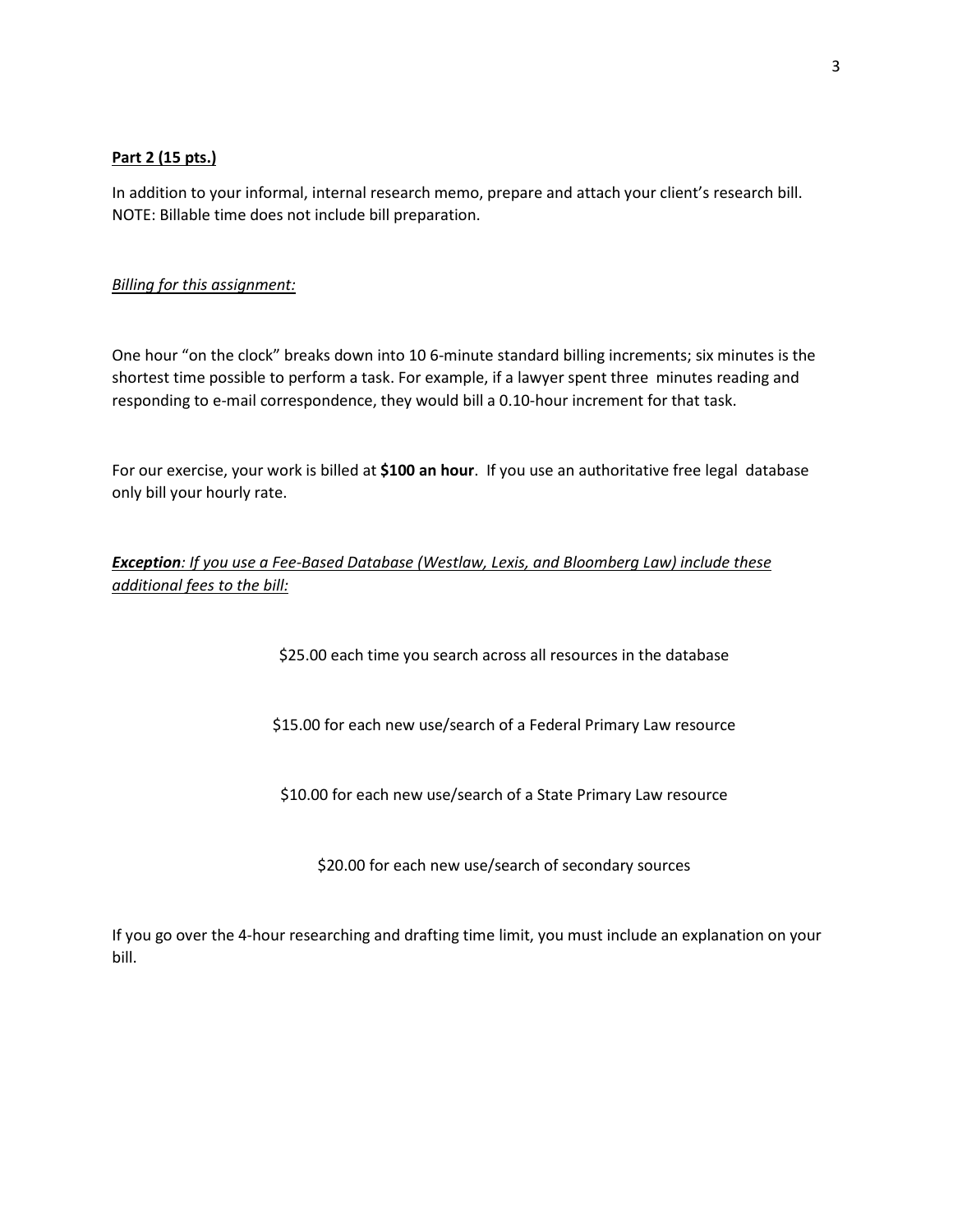**Part 2 (15 pts.)**

In addition to your informal, internal research memo, prepare and attach your client's research bill. NOTE: Billable time does not include bill preparation.

*Billing for this assignment:*

One hour "on the clock" breaks down into 10 6-minute standard billing increments; six minutes is the shortest time possible to perform a task. For example, if a lawyer spent three minutes reading and responding to e-mail correspondence, they would bill a 0.10-hour increment for that task.

For our exercise, your work is billed at **$100 an hour**. If you use an authoritative free legal database only bill your hourly rate.

***Exception****: If you use a Fee-Based Database (Westlaw, Lexis, and Bloomberg Law) include these additional fees to the bill:*

$25.00 each time you search across all resources in the database

$15.00 for each new use/search of a Federal Primary Law resource

$10.00 for each new use/search of a State Primary Law resource

$20.00 for each new use/search of secondary sources

If you go over the 4-hour researching and drafting time limit, you must include an explanation on your bill.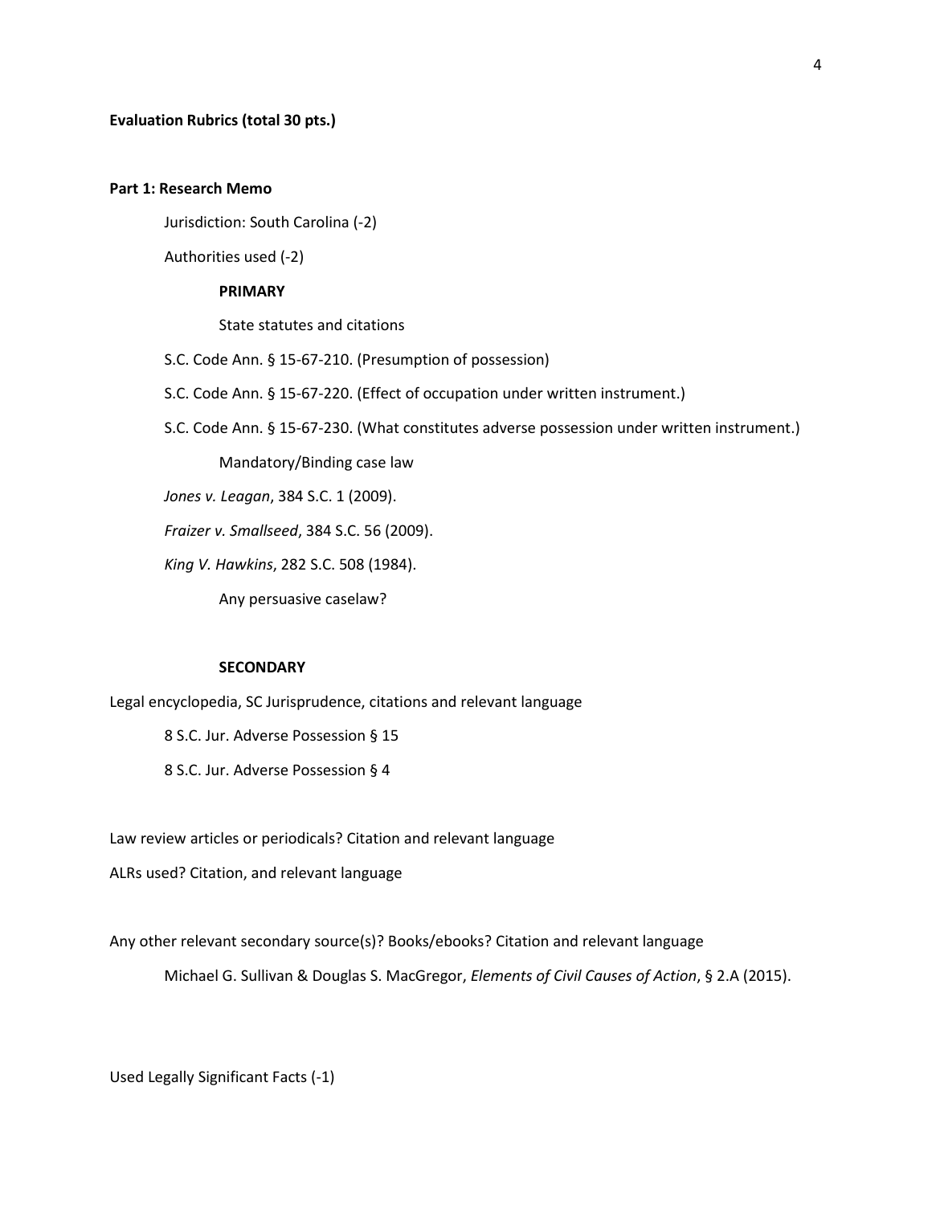**Evaluation Rubrics (total 30 pts.)**

**Part 1: Research Memo**

Jurisdiction: South Carolina (-2)

Authorities used (-2)

**PRIMARY**

State statutes and citations

S.C. Code Ann. § 15-67-210. (Presumption of possession)

S.C. Code Ann. § 15-67-220. (Effect of occupation under written instrument.)

S.C. Code Ann. § 15-67-230. (What constitutes adverse possession under written instrument.)

Mandatory/Binding case law

*Jones v. Leagan*, 384 S.C. 1 (2009).

*Fraizer v. Smallseed*, 384 S.C. 56 (2009).

*King V. Hawkins*, 282 S.C. 508 (1984).

Any persuasive caselaw?

**SECONDARY**

Legal encyclopedia, SC Jurisprudence, citations and relevant language

8 S.C. Jur. Adverse Possession § 15

8 S.C. Jur. Adverse Possession § 4

Law review articles or periodicals? Citation and relevant language

ALRs used? Citation, and relevant language

Any other relevant secondary source(s)? Books/ebooks? Citation and relevant language

Michael G. Sullivan & Douglas S. MacGregor, *Elements of Civil Causes of Action*, § 2.A (2015).

Used Legally Significant Facts (-1)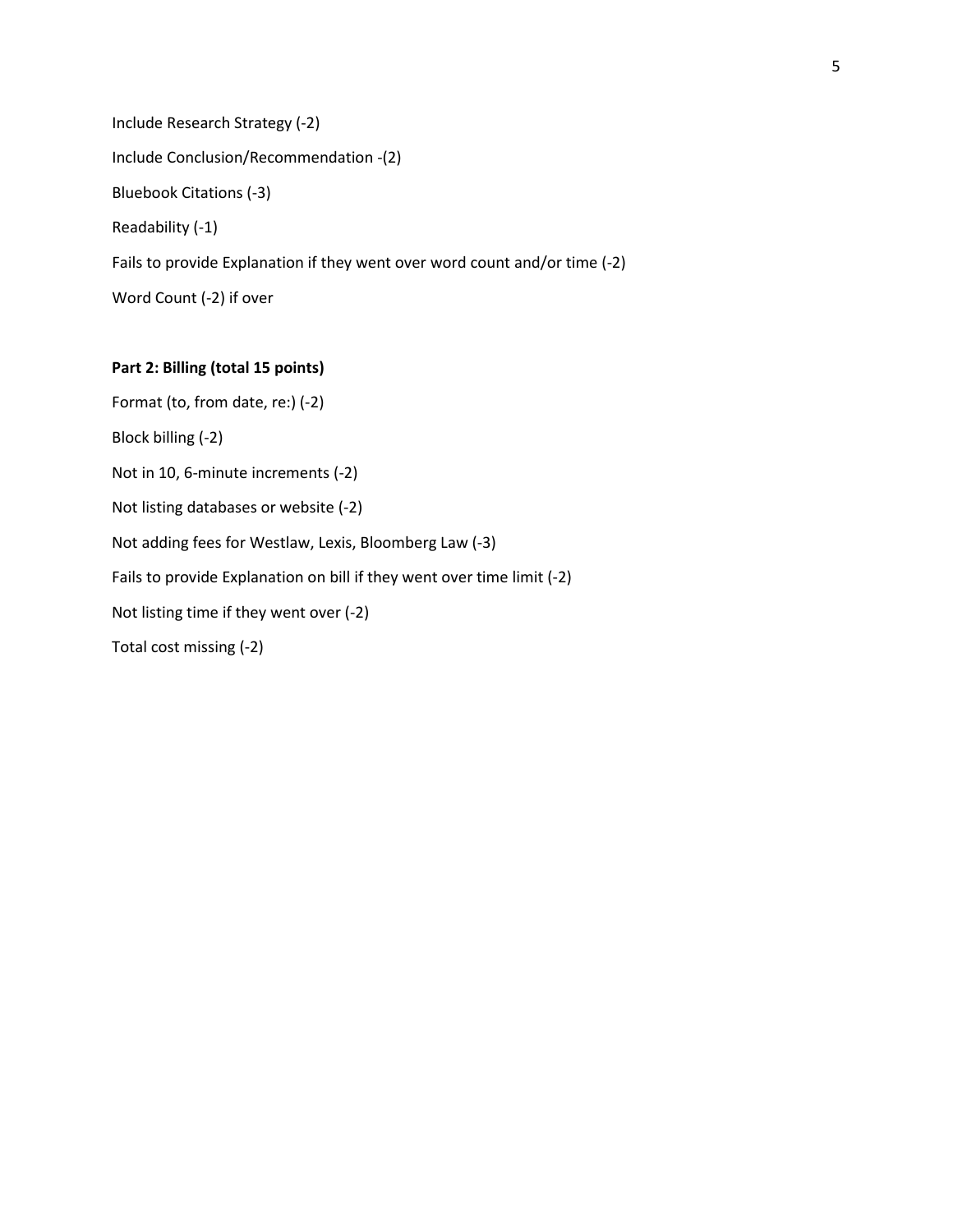Include Research Strategy (-2)

Include Conclusion/Recommendation -(2)

Bluebook Citations (-3)

Readability (-1)

Fails to provide Explanation if they went over word count and/or time (-2)

Word Count (-2) if over

**Part 2: Billing (total 15 points)**

Format (to, from date, re:) (-2)

Block billing (-2)

Not in 10, 6-minute increments (-2)

Not listing databases or website (-2)

Not adding fees for Westlaw, Lexis, Bloomberg Law (-3)

Fails to provide Explanation on bill if they went over time limit (-2)

Not listing time if they went over (-2)

Total cost missing (-2)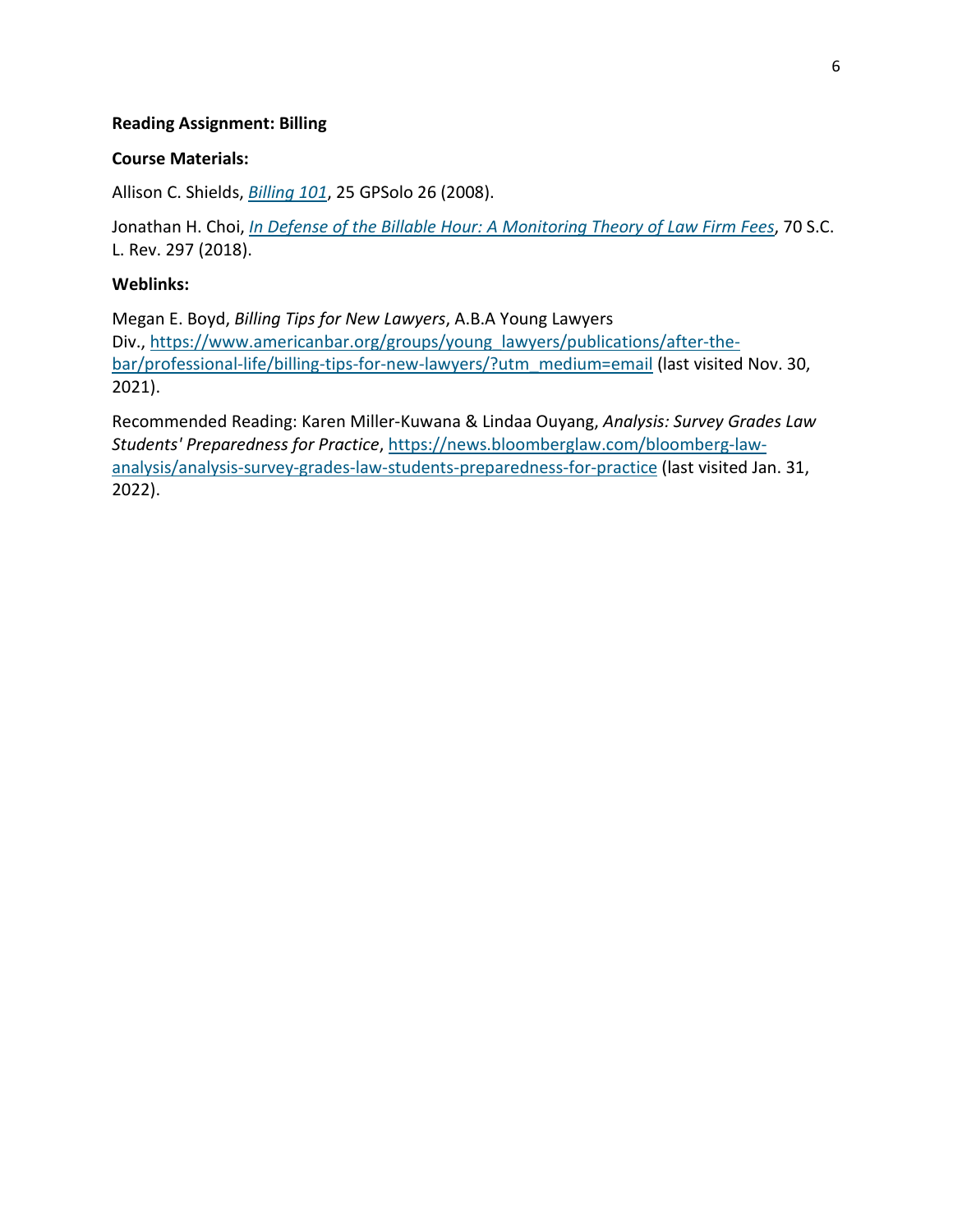**Reading Assignment: Billing**

**Course Materials:**

Allison C. Shields, *[Billing 101](#)*, 25 GPSolo 26 (2008).

Jonathan H. Choi, *[In Defense of the Billable Hour: A Monitoring Theory of Law Firm Fees](#)*, 70 S.C. L. Rev. 297 (2018).

**Weblinks:**

Megan E. Boyd, *Billing Tips for New Lawyers*, A.B.A Young Lawyers Div., https://www.americanbar.org/groups/young_lawyers/publications/after-the-bar/professional-life/billing-tips-for-new-lawyers/?utm_medium=email (last visited Nov. 30, 2021).

Recommended Reading: Karen Miller-Kuwana & Lindaa Ouyang, *Analysis: Survey Grades Law Students' Preparedness for Practice*, https://news.bloomberglaw.com/bloomberg-law-analysis/analysis-survey-grades-law-students-preparedness-for-practice (last visited Jan. 31, 2022).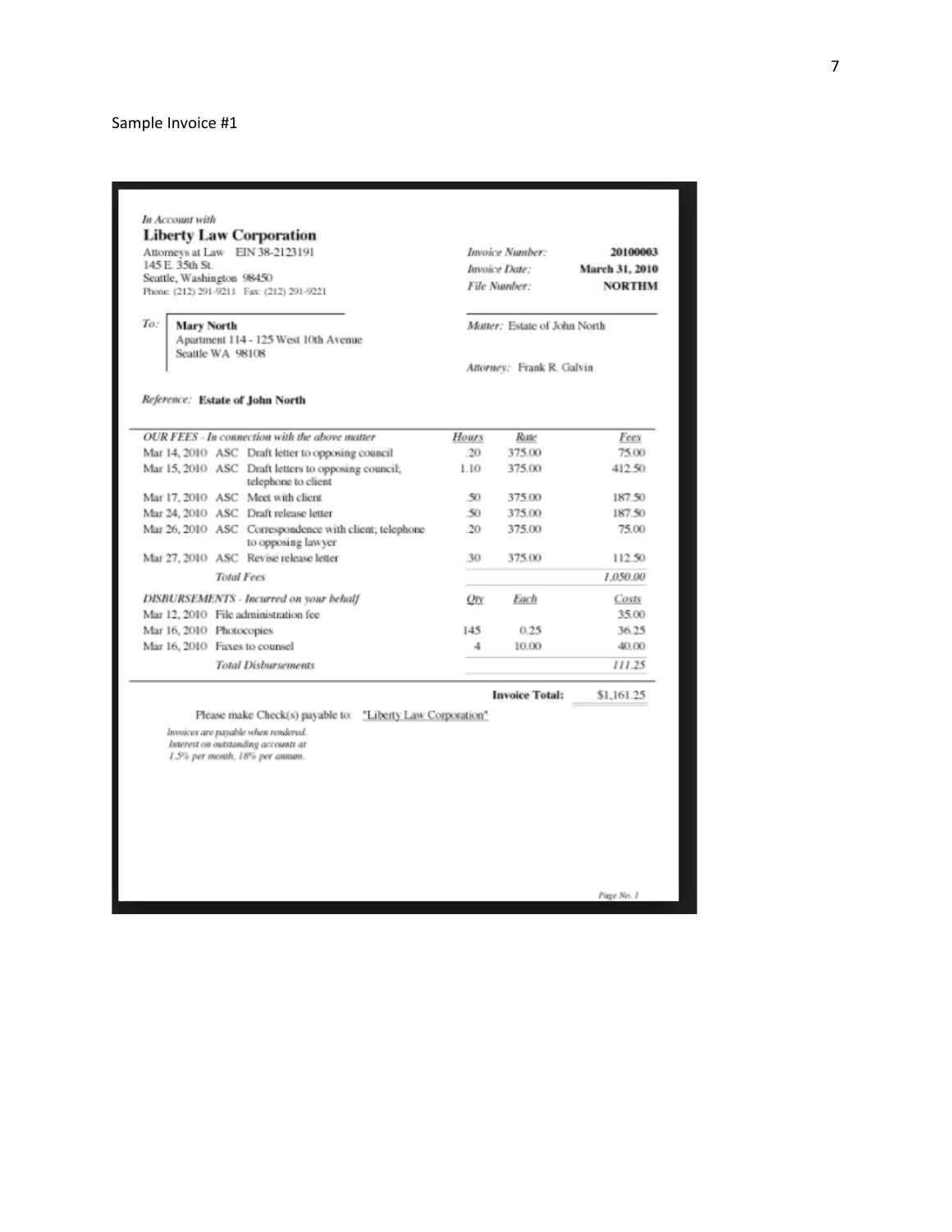Sample Invoice #1

*In Account with*

**Liberty Law Corporation**

Attorneys at Law EIN 38-2123191
145 E. 35th St.
Seattle, Washington 98450
Phone: (212) 291-9211 Fax: (212) 291-9221

*Invoice Number:* **20100003**
*Invoice Date:* **March 31, 2010**
*File Number:* **NORTHM**

*To:* **Mary North**
Apartment 114 - 125 West 10th Avenue
Seattle WA 98108

*Matter:* Estate of John North

*Attorney:* Frank R. Galvin

*Reference:* **Estate of John North**

| *OUR FEES - In connection with the above matter* | *Hours* | *Rate* | *Fees* |
|---|---|---|---|
| Mar 14, 2010 ASC Draft letter to opposing council | .20 | 375.00 | 75.00 |
| Mar 15, 2010 ASC Draft letters to opposing council; telephone to client | 1.10 | 375.00 | 412.50 |
| Mar 17, 2010 ASC Meet with client | .50 | 375.00 | 187.50 |
| Mar 24, 2010 ASC Draft release letter | .50 | 375.00 | 187.50 |
| Mar 26, 2010 ASC Correspondence with client; telephone to opposing lawyer | .20 | 375.00 | 75.00 |
| Mar 27, 2010 ASC Revise release letter | .30 | 375.00 | 112.50 |
| *Total Fees* | | | *1,050.00* |

| *DISBURSEMENTS - Incurred on your behalf* | *Qty* | *Each* | *Costs* |
|---|---|---|---|
| Mar 12, 2010 File administration fee | | | 35.00 |
| Mar 16, 2010 Photocopies | 145 | 0.25 | 36.25 |
| Mar 16, 2010 Faxes to counsel | 4 | 10.00 | 40.00 |
| *Total Disbursements* | | | *111.25* |

**Invoice Total:** $1,161.25

Please make Check(s) payable to: "Liberty Law Corporation"

*Invoices are payable when rendered.*
*Interest on outstanding accounts at*
*1.5% per month, 18% per annum.*

*Page No. 1*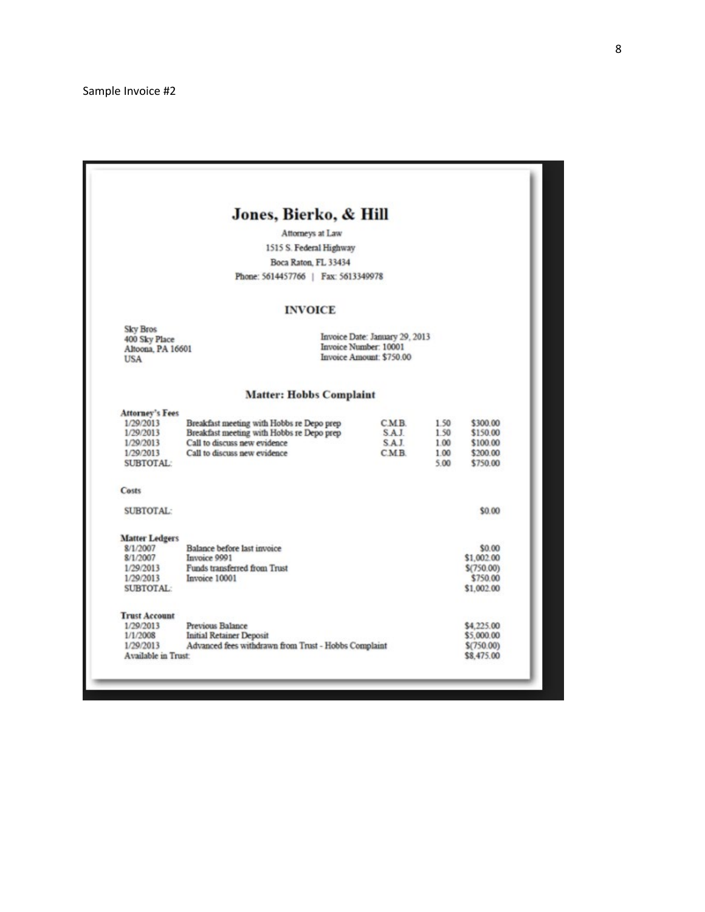Sample Invoice #2

# Jones, Bierko, & Hill

Attorneys at Law

1515 S. Federal Highway

Boca Raton, FL 33434

Phone: 5614457766 | Fax: 5613349978

## INVOICE

Sky Bros
400 Sky Place
Altoona, PA 16601
USA

Invoice Date: January 29, 2013
Invoice Number: 10001
Invoice Amount: $750.00

### Matter: Hobbs Complaint

**Attorney's Fees**

| | | | | |
|---|---|---|---|---|
| 1/29/2013 | Breakfast meeting with Hobbs re Depo prep | C.M.B. | 1.50 | $300.00 |
| 1/29/2013 | Breakfast meeting with Hobbs re Depo prep | S.A.J. | 1.50 | $150.00 |
| 1/29/2013 | Call to discuss new evidence | S.A.J. | 1.00 | $100.00 |
| 1/29/2013 | Call to discuss new evidence | C.M.B. | 1.00 | $200.00 |
| SUBTOTAL: | | | 5.00 | $750.00 |

**Costs**

| | |
|---|---|
| SUBTOTAL: | $0.00 |

**Matter Ledgers**

| | | |
|---|---|---|
| 8/1/2007 | Balance before last invoice | $0.00 |
| 8/1/2007 | Invoice 9991 | $1,002.00 |
| 1/29/2013 | Funds transferred from Trust | $(750.00) |
| 1/29/2013 | Invoice 10001 | $750.00 |
| SUBTOTAL: | | $1,002.00 |

**Trust Account**

| | | |
|---|---|---|
| 1/29/2013 | Previous Balance | $4,225.00 |
| 1/1/2008 | Initial Retainer Deposit | $5,000.00 |
| 1/29/2013 | Advanced fees withdrawn from Trust - Hobbs Complaint | $(750.00) |
| Available in Trust: | | $8,475.00 |